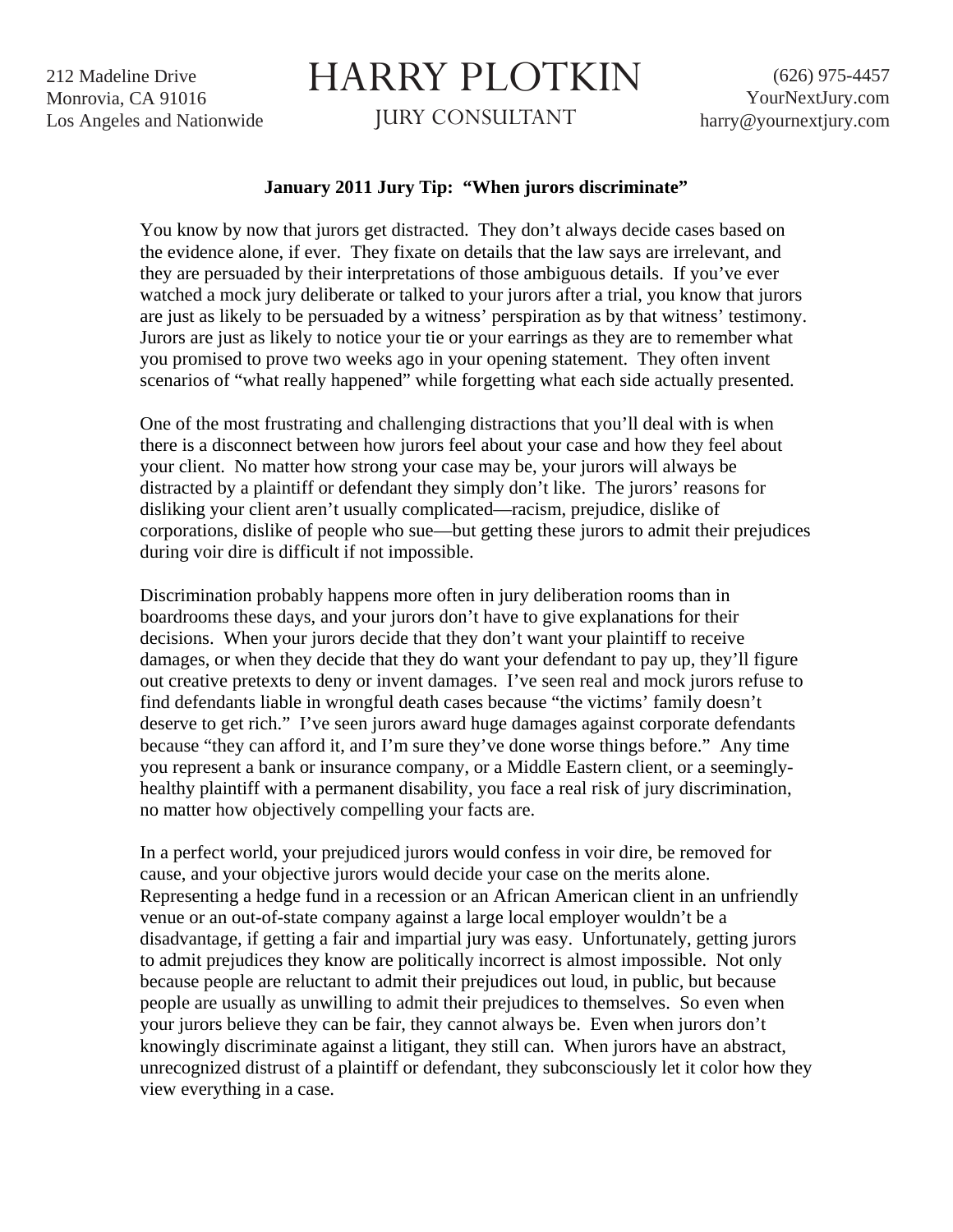212 Madeline Drive
Monrovia, CA 91016
Los Angeles and Nationwide

# HARRY PLOTKIN

JURY CONSULTANT

(626) 975-4457
YourNextJury.com
harry@yournextjury.com

**January 2011 Jury Tip: "When jurors discriminate"**

You know by now that jurors get distracted. They don't always decide cases based on the evidence alone, if ever. They fixate on details that the law says are irrelevant, and they are persuaded by their interpretations of those ambiguous details. If you've ever watched a mock jury deliberate or talked to your jurors after a trial, you know that jurors are just as likely to be persuaded by a witness' perspiration as by that witness' testimony. Jurors are just as likely to notice your tie or your earrings as they are to remember what you promised to prove two weeks ago in your opening statement. They often invent scenarios of "what really happened" while forgetting what each side actually presented.

One of the most frustrating and challenging distractions that you'll deal with is when there is a disconnect between how jurors feel about your case and how they feel about your client. No matter how strong your case may be, your jurors will always be distracted by a plaintiff or defendant they simply don't like. The jurors' reasons for disliking your client aren't usually complicated—racism, prejudice, dislike of corporations, dislike of people who sue—but getting these jurors to admit their prejudices during voir dire is difficult if not impossible.

Discrimination probably happens more often in jury deliberation rooms than in boardrooms these days, and your jurors don't have to give explanations for their decisions. When your jurors decide that they don't want your plaintiff to receive damages, or when they decide that they do want your defendant to pay up, they'll figure out creative pretexts to deny or invent damages. I've seen real and mock jurors refuse to find defendants liable in wrongful death cases because "the victims' family doesn't deserve to get rich." I've seen jurors award huge damages against corporate defendants because "they can afford it, and I'm sure they've done worse things before." Any time you represent a bank or insurance company, or a Middle Eastern client, or a seemingly-healthy plaintiff with a permanent disability, you face a real risk of jury discrimination, no matter how objectively compelling your facts are.

In a perfect world, your prejudiced jurors would confess in voir dire, be removed for cause, and your objective jurors would decide your case on the merits alone. Representing a hedge fund in a recession or an African American client in an unfriendly venue or an out-of-state company against a large local employer wouldn't be a disadvantage, if getting a fair and impartial jury was easy. Unfortunately, getting jurors to admit prejudices they know are politically incorrect is almost impossible. Not only because people are reluctant to admit their prejudices out loud, in public, but because people are usually as unwilling to admit their prejudices to themselves. So even when your jurors believe they can be fair, they cannot always be. Even when jurors don't knowingly discriminate against a litigant, they still can. When jurors have an abstract, unrecognized distrust of a plaintiff or defendant, they subconsciously let it color how they view everything in a case.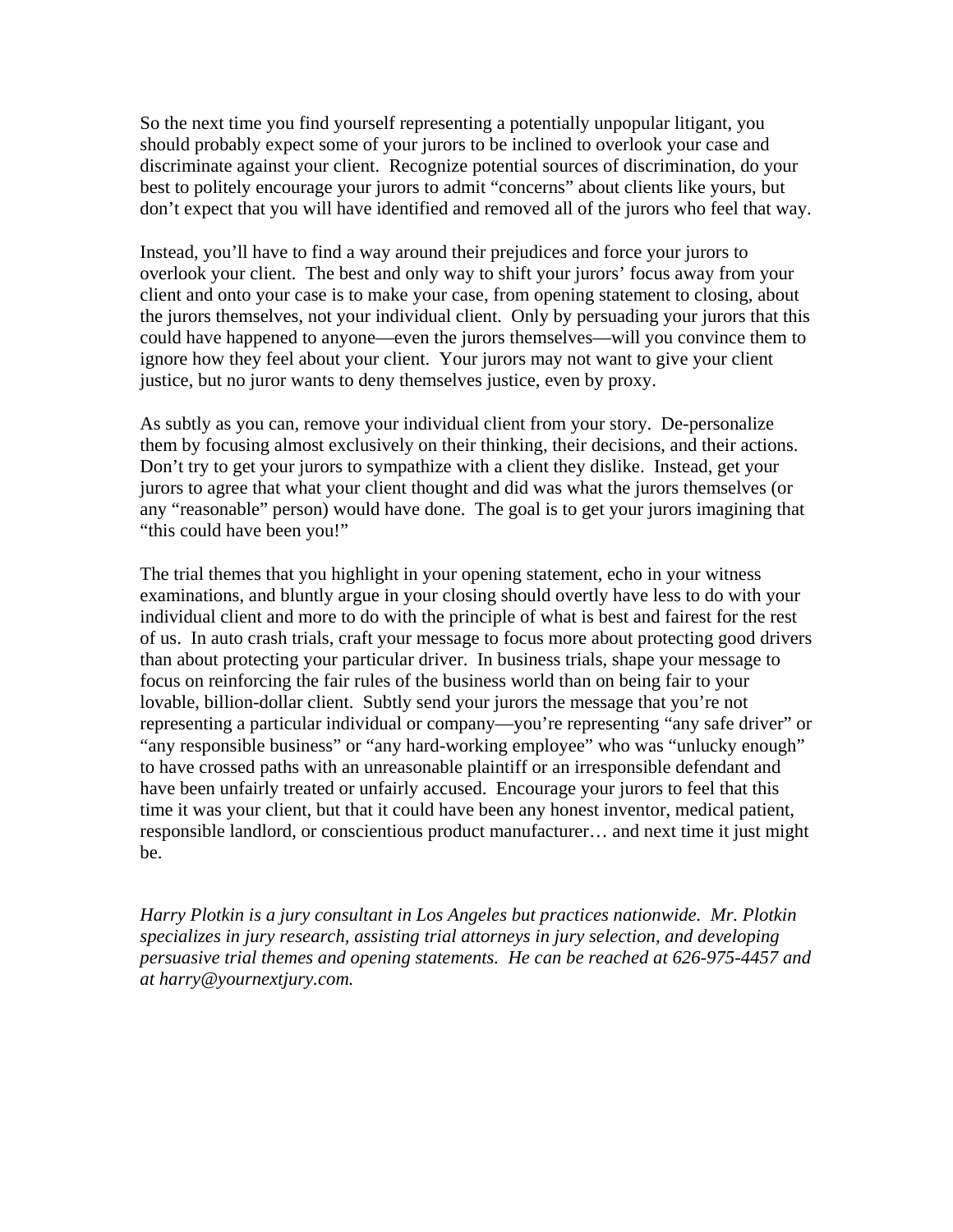So the next time you find yourself representing a potentially unpopular litigant, you should probably expect some of your jurors to be inclined to overlook your case and discriminate against your client. Recognize potential sources of discrimination, do your best to politely encourage your jurors to admit "concerns" about clients like yours, but don't expect that you will have identified and removed all of the jurors who feel that way.

Instead, you'll have to find a way around their prejudices and force your jurors to overlook your client. The best and only way to shift your jurors' focus away from your client and onto your case is to make your case, from opening statement to closing, about the jurors themselves, not your individual client. Only by persuading your jurors that this could have happened to anyone—even the jurors themselves—will you convince them to ignore how they feel about your client. Your jurors may not want to give your client justice, but no juror wants to deny themselves justice, even by proxy.

As subtly as you can, remove your individual client from your story. De-personalize them by focusing almost exclusively on their thinking, their decisions, and their actions. Don't try to get your jurors to sympathize with a client they dislike. Instead, get your jurors to agree that what your client thought and did was what the jurors themselves (or any "reasonable" person) would have done. The goal is to get your jurors imagining that "this could have been you!"

The trial themes that you highlight in your opening statement, echo in your witness examinations, and bluntly argue in your closing should overtly have less to do with your individual client and more to do with the principle of what is best and fairest for the rest of us. In auto crash trials, craft your message to focus more about protecting good drivers than about protecting your particular driver. In business trials, shape your message to focus on reinforcing the fair rules of the business world than on being fair to your lovable, billion-dollar client. Subtly send your jurors the message that you're not representing a particular individual or company—you're representing "any safe driver" or "any responsible business" or "any hard-working employee" who was "unlucky enough" to have crossed paths with an unreasonable plaintiff or an irresponsible defendant and have been unfairly treated or unfairly accused. Encourage your jurors to feel that this time it was your client, but that it could have been any honest inventor, medical patient, responsible landlord, or conscientious product manufacturer… and next time it just might be.

*Harry Plotkin is a jury consultant in Los Angeles but practices nationwide. Mr. Plotkin specializes in jury research, assisting trial attorneys in jury selection, and developing persuasive trial themes and opening statements. He can be reached at 626-975-4457 and at harry@yournextjury.com.*